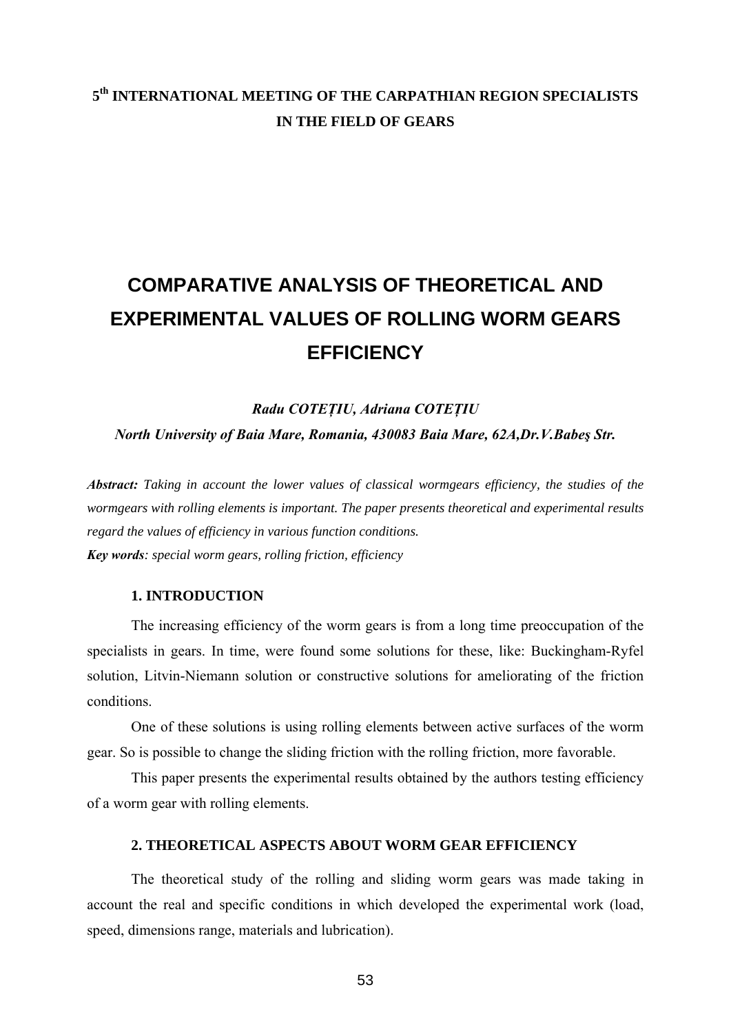**5th INTERNATIONAL MEETING OF THE CARPATHIAN REGION SPECIALISTS IN THE FIELD OF GEARS**

# COMPARATIVE ANALYSIS OF THEORETICAL AND EXPERIMENTAL VALUES OF ROLLING WORM GEARS EFFICIENCY

***Radu COTEȚIU, Adriana COTEȚIU***

***North University of Baia Mare, Romania, 430083 Baia Mare, 62A,Dr.V.Babeş Str.***

***Abstract:*** *Taking in account the lower values of classical wormgears efficiency, the studies of the wormgears with rolling elements is important. The paper presents theoretical and experimental results regard the values of efficiency in various function conditions.*

***Key words****: special worm gears, rolling friction, efficiency*

## 1. INTRODUCTION

The increasing efficiency of the worm gears is from a long time preoccupation of the specialists in gears. In time, were found some solutions for these, like: Buckingham-Ryfel solution, Litvin-Niemann solution or constructive solutions for ameliorating of the friction conditions.

One of these solutions is using rolling elements between active surfaces of the worm gear. So is possible to change the sliding friction with the rolling friction, more favorable.

This paper presents the experimental results obtained by the authors testing efficiency of a worm gear with rolling elements.

## 2. THEORETICAL ASPECTS ABOUT WORM GEAR EFFICIENCY

The theoretical study of the rolling and sliding worm gears was made taking in account the real and specific conditions in which developed the experimental work (load, speed, dimensions range, materials and lubrication).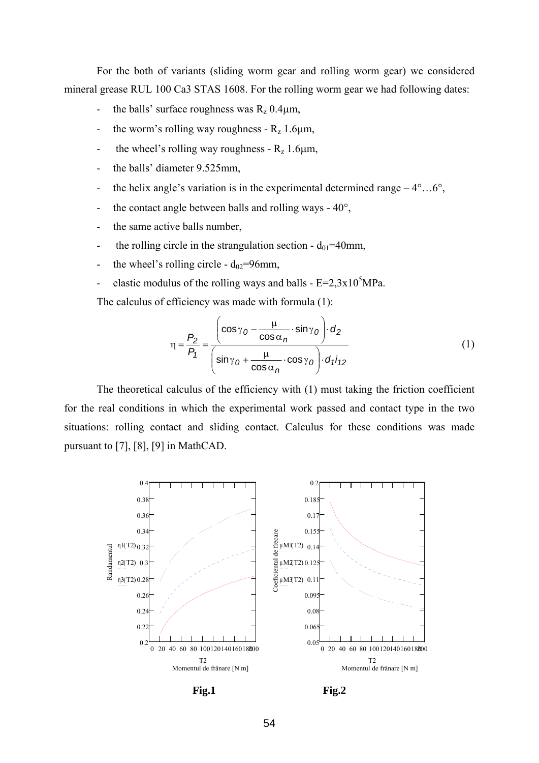For the both of variants (sliding worm gear and rolling worm gear) we considered mineral grease RUL 100 Ca3 STAS 1608. For the rolling worm gear we had following dates:

- the balls' surface roughness was $R_z$ 0.4μm,
- the worm's rolling way roughness - $R_z$ 1.6μm,
- the wheel's rolling way roughness - $R_z$ 1.6μm,
- the balls' diameter 9.525mm,
- the helix angle's variation is in the experimental determined range – 4°…6°,
- the contact angle between balls and rolling ways - 40°,
- the same active balls number,
- the rolling circle in the strangulation section - $d_{01}$=40mm,
- the wheel's rolling circle - $d_{02}$=96mm,
- elastic modulus of the rolling ways and balls - $E=2{,}3\text{x}10^5$MPa.

The calculus of efficiency was made with formula (1):

$$\eta = \frac{P_2}{P_1} = \frac{\left(\cos\gamma_0 - \frac{\mu}{\cos\alpha_n}\cdot\sin\gamma_0\right)\cdot d_2}{\left(\sin\gamma_0 + \frac{\mu}{\cos\alpha_n}\cdot\cos\gamma_0\right)\cdot d_1 i_{12}} \tag{1}$$

The theoretical calculus of the efficiency with (1) must taking the friction coefficient for the real conditions in which the experimental work passed and contact type in the two situations: rolling contact and sliding contact. Calculus for these conditions was made pursuant to [7], [8], [9] in MathCAD.

**Fig.1** **Fig.2**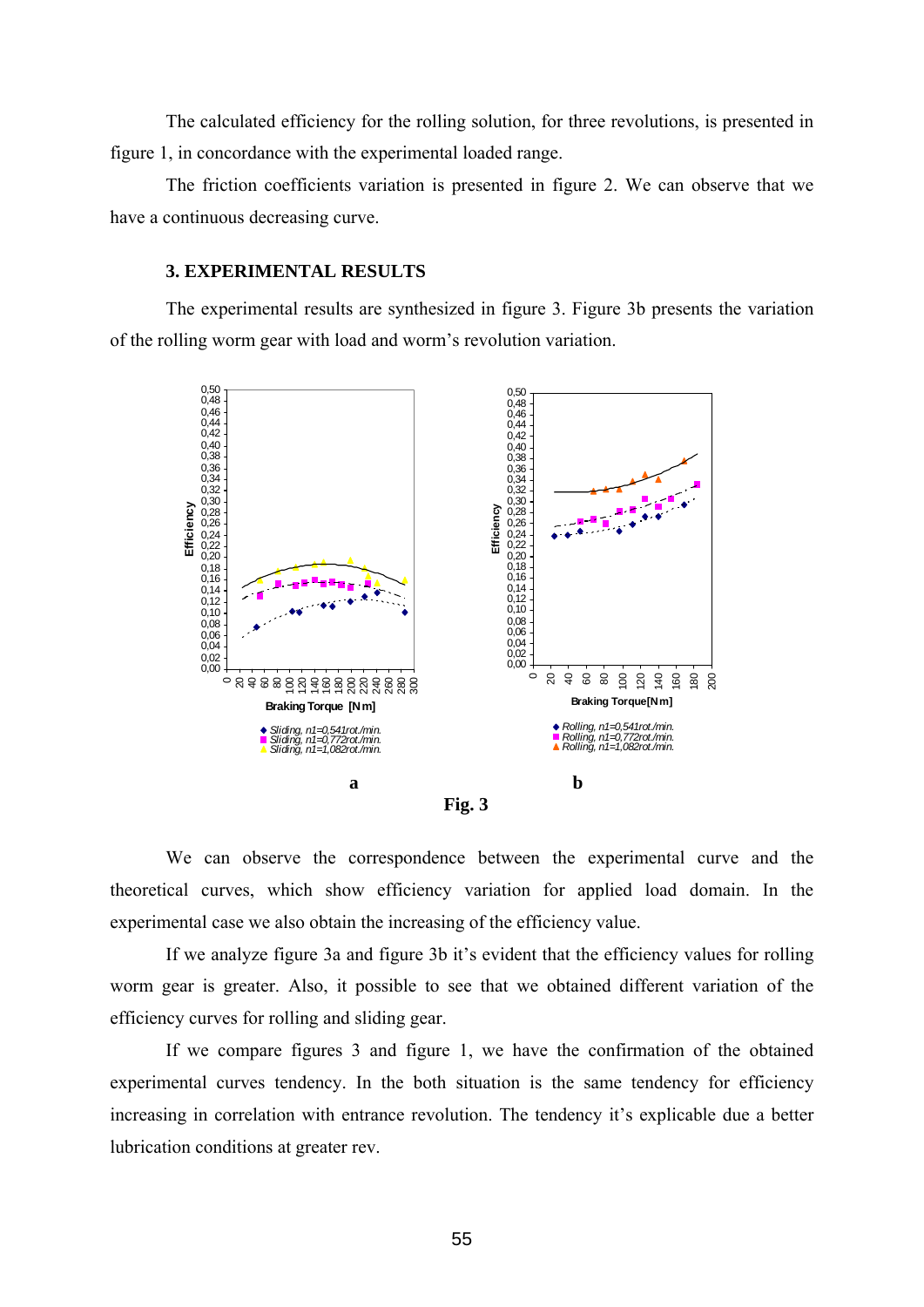The calculated efficiency for the rolling solution, for three revolutions, is presented in figure 1, in concordance with the experimental loaded range.

The friction coefficients variation is presented in figure 2. We can observe that we have a continuous decreasing curve.

### 3. EXPERIMENTAL RESULTS

The experimental results are synthesized in figure 3. Figure 3b presents the variation of the rolling worm gear with load and worm's revolution variation.

a

b

**Fig. 3**

We can observe the correspondence between the experimental curve and the theoretical curves, which show efficiency variation for applied load domain. In the experimental case we also obtain the increasing of the efficiency value.

If we analyze figure 3a and figure 3b it's evident that the efficiency values for rolling worm gear is greater. Also, it possible to see that we obtained different variation of the efficiency curves for rolling and sliding gear.

If we compare figures 3 and figure 1, we have the confirmation of the obtained experimental curves tendency. In the both situation is the same tendency for efficiency increasing in correlation with entrance revolution. The tendency it's explicable due a better lubrication conditions at greater rev.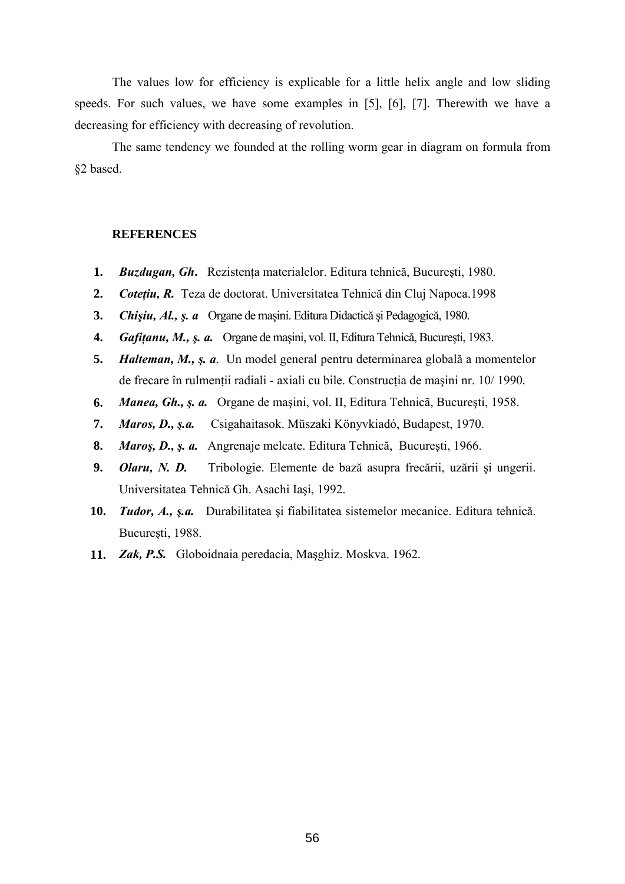The values low for efficiency is explicable for a little helix angle and low sliding speeds. For such values, we have some examples in [5], [6], [7]. Therewith we have a decreasing for efficiency with decreasing of revolution.

The same tendency we founded at the rolling worm gear in diagram on formula from §2 based.

## REFERENCES

1. ***Buzdugan, Gh***. Rezistența materialelor. Editura tehnică, Bucureşti, 1980.
2. ***Coteţiu, R.*** Teza de doctorat. Universitatea Tehnică din Cluj Napoca.1998
3. ***Chişiu, Al., ş. a*** Organe de maşini. Editura Didactică şi Pedagogică, 1980.
4. ***Gafițanu, M., ş. a.*** Organe de maşini, vol. II, Editura Tehnică, Bucureşti, 1983.
5. ***Halteman, M., ş. a***. Un model general pentru determinarea globală a momentelor de frecare în rulmenții radiali - axiali cu bile. Construcția de maşini nr. 10/ 1990.
6. ***Manea, Gh., ş. a.*** Organe de maşini, vol. II, Editura Tehnicã, Bucureşti, 1958.
7. ***Maros, D., ş.a.*** Csigahaitasok. Müszaki Könyvkiadó, Budapest, 1970.
8. ***Maroş, D., ş. a.*** Angrenaje melcate. Editura Tehnică, Bucureşti, 1966.
9. ***Olaru, N. D.*** Tribologie. Elemente de bază asupra frecării, uzării şi ungerii. Universitatea Tehnică Gh. Asachi Iaşi, 1992.
10. ***Tudor, A., ş.a.*** Durabilitatea şi fiabilitatea sistemelor mecanice. Editura tehnică. Bucureşti, 1988.
11. ***Zak, P.S.*** Globoidnaia peredacia, Maşghiz. Moskva. 1962.